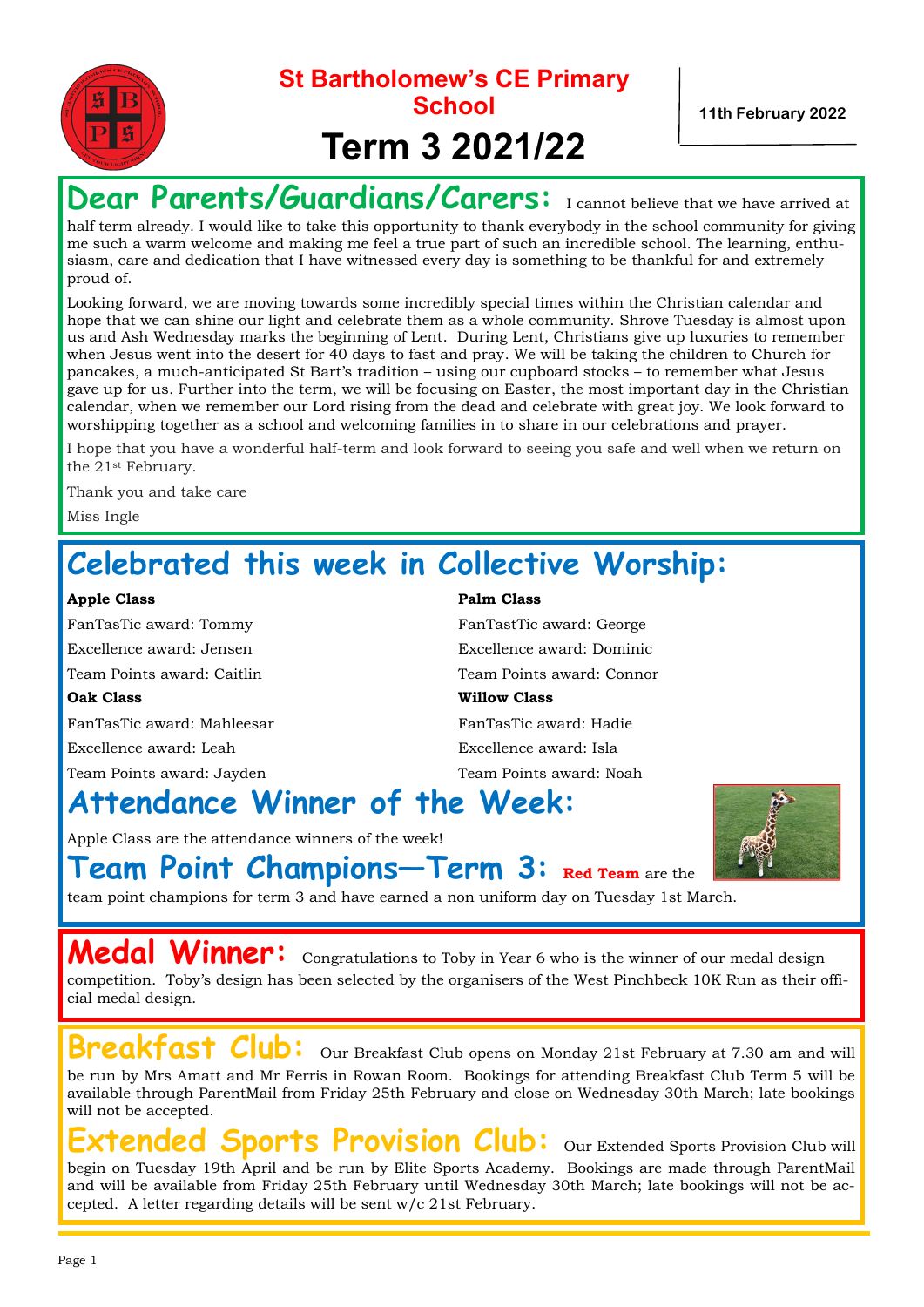# St Bartholomew's CE Primary School

# Term 3 2021/22

11th February 2022

## Dear Parents/Guardians/Carers:

I cannot believe that we have arrived at half term already. I would like to take this opportunity to thank everybody in the school community for giving me such a warm welcome and making me feel a true part of such an incredible school. The learning, enthusiasm, care and dedication that I have witnessed every day is something to be thankful for and extremely proud of.

Looking forward, we are moving towards some incredibly special times within the Christian calendar and hope that we can shine our light and celebrate them as a whole community. Shrove Tuesday is almost upon us and Ash Wednesday marks the beginning of Lent. During Lent, Christians give up luxuries to remember when Jesus went into the desert for 40 days to fast and pray. We will be taking the children to Church for pancakes, a much-anticipated St Bart's tradition – using our cupboard stocks – to remember what Jesus gave up for us. Further into the term, we will be focusing on Easter, the most important day in the Christian calendar, when we remember our Lord rising from the dead and celebrate with great joy. We look forward to worshipping together as a school and welcoming families in to share in our celebrations and prayer.

I hope that you have a wonderful half-term and look forward to seeing you safe and well when we return on the 21st February.

Thank you and take care

Miss Ingle

## Celebrated this week in Collective Worship:

**Apple Class**

FanTasTic award: Tommy

Excellence award: Jensen

Team Points award: Caitlin

**Oak Class**

FanTasTic award: Mahleesar

Excellence award: Leah

Team Points award: Jayden

**Palm Class**

FanTastTic award: George

Excellence award: Dominic

Team Points award: Connor

**Willow Class**

FanTasTic award: Hadie

Excellence award: Isla

Team Points award: Noah

## Attendance Winner of the Week:

Apple Class are the attendance winners of the week!

## Team Point Champions—Term 3:

**Red Team** are the team point champions for term 3 and have earned a non uniform day on Tuesday 1st March.

## Medal Winner:

Congratulations to Toby in Year 6 who is the winner of our medal design competition. Toby's design has been selected by the organisers of the West Pinchbeck 10K Run as their official medal design.

## Breakfast Club:

Our Breakfast Club opens on Monday 21st February at 7.30 am and will be run by Mrs Amatt and Mr Ferris in Rowan Room. Bookings for attending Breakfast Club Term 5 will be available through ParentMail from Friday 25th February and close on Wednesday 30th March; late bookings will not be accepted.

## Extended Sports Provision Club:

Our Extended Sports Provision Club will begin on Tuesday 19th April and be run by Elite Sports Academy. Bookings are made through ParentMail and will be available from Friday 25th February until Wednesday 30th March; late bookings will not be accepted. A letter regarding details will be sent w/c 21st February.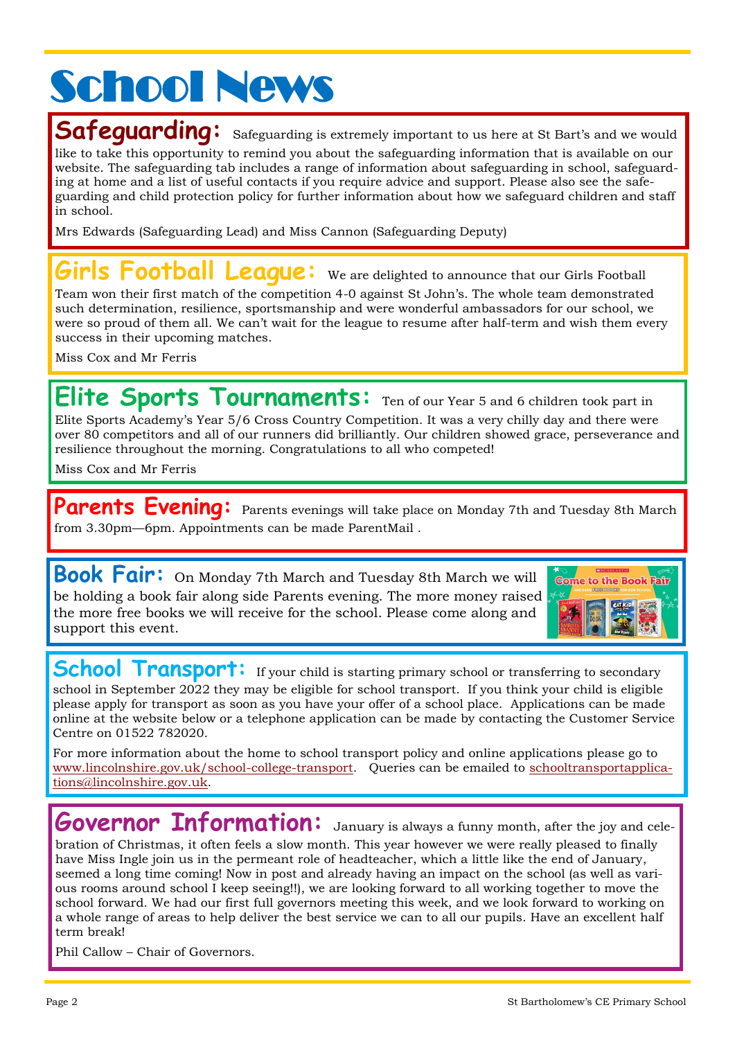# School News

**Safeguarding:** Safeguarding is extremely important to us here at St Bart's and we would like to take this opportunity to remind you about the safeguarding information that is available on our website. The safeguarding tab includes a range of information about safeguarding in school, safeguarding at home and a list of useful contacts if you require advice and support. Please also see the safeguarding and child protection policy for further information about how we safeguard children and staff in school.

Mrs Edwards (Safeguarding Lead) and Miss Cannon (Safeguarding Deputy)

**Girls Football League:** We are delighted to announce that our Girls Football Team won their first match of the competition 4-0 against St John's. The whole team demonstrated such determination, resilience, sportsmanship and were wonderful ambassadors for our school, we were so proud of them all. We can't wait for the league to resume after half-term and wish them every success in their upcoming matches.

Miss Cox and Mr Ferris

**Elite Sports Tournaments:** Ten of our Year 5 and 6 children took part in Elite Sports Academy's Year 5/6 Cross Country Competition. It was a very chilly day and there were over 80 competitors and all of our runners did brilliantly. Our children showed grace, perseverance and resilience throughout the morning. Congratulations to all who competed!

Miss Cox and Mr Ferris

**Parents Evening:** Parents evenings will take place on Monday 7th and Tuesday 8th March from 3.30pm—6pm. Appointments can be made ParentMail .

**Book Fair:** On Monday 7th March and Tuesday 8th March we will be holding a book fair along side Parents evening. The more money raised the more free books we will receive for the school. Please come along and support this event.

**School Transport:** If your child is starting primary school or transferring to secondary school in September 2022 they may be eligible for school transport. If you think your child is eligible please apply for transport as soon as you have your offer of a school place. Applications can be made online at the website below or a telephone application can be made by contacting the Customer Service Centre on 01522 782020.

For more information about the home to school transport policy and online applications please go to www.lincolnshire.gov.uk/school-college-transport. Queries can be emailed to schooltransportapplications@lincolnshire.gov.uk.

**Governor Information:** January is always a funny month, after the joy and celebration of Christmas, it often feels a slow month. This year however we were really pleased to finally have Miss Ingle join us in the permeant role of headteacher, which a little like the end of January, seemed a long time coming! Now in post and already having an impact on the school (as well as various rooms around school I keep seeing!!), we are looking forward to all working together to move the school forward. We had our first full governors meeting this week, and we look forward to working on a whole range of areas to help deliver the best service we can to all our pupils. Have an excellent half term break!

Phil Callow – Chair of Governors.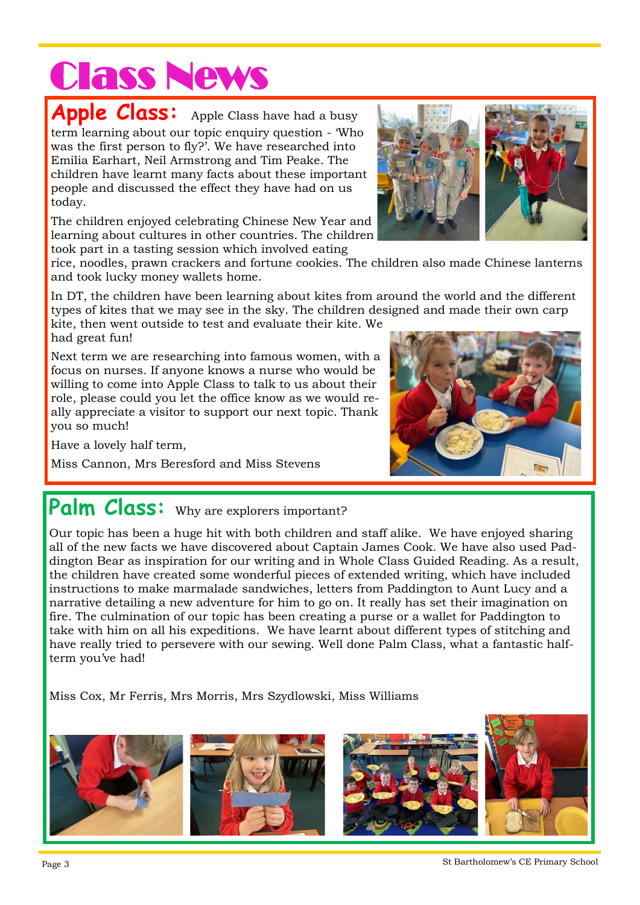# Class News

## Apple Class:

Apple Class have had a busy term learning about our topic enquiry question - 'Who was the first person to fly?'. We have researched into Emilia Earhart, Neil Armstrong and Tim Peake. The children have learnt many facts about these important people and discussed the effect they have had on us today.

The children enjoyed celebrating Chinese New Year and learning about cultures in other countries. The children took part in a tasting session which involved eating rice, noodles, prawn crackers and fortune cookies. The children also made Chinese lanterns and took lucky money wallets home.

In DT, the children have been learning about kites from around the world and the different types of kites that we may see in the sky. The children designed and made their own carp kite, then went outside to test and evaluate their kite. We had great fun!

Next term we are researching into famous women, with a focus on nurses. If anyone knows a nurse who would be willing to come into Apple Class to talk to us about their role, please could you let the office know as we would really appreciate a visitor to support our next topic. Thank you so much!

Have a lovely half term,

Miss Cannon, Mrs Beresford and Miss Stevens

## Palm Class:

Why are explorers important?

Our topic has been a huge hit with both children and staff alike. We have enjoyed sharing all of the new facts we have discovered about Captain James Cook. We have also used Paddington Bear as inspiration for our writing and in Whole Class Guided Reading. As a result, the children have created some wonderful pieces of extended writing, which have included instructions to make marmalade sandwiches, letters from Paddington to Aunt Lucy and a narrative detailing a new adventure for him to go on. It really has set their imagination on fire. The culmination of our topic has been creating a purse or a wallet for Paddington to take with him on all his expeditions. We have learnt about different types of stitching and have really tried to persevere with our sewing. Well done Palm Class, what a fantastic half-term you've had!

Miss Cox, Mr Ferris, Mrs Morris, Mrs Szydlowski, Miss Williams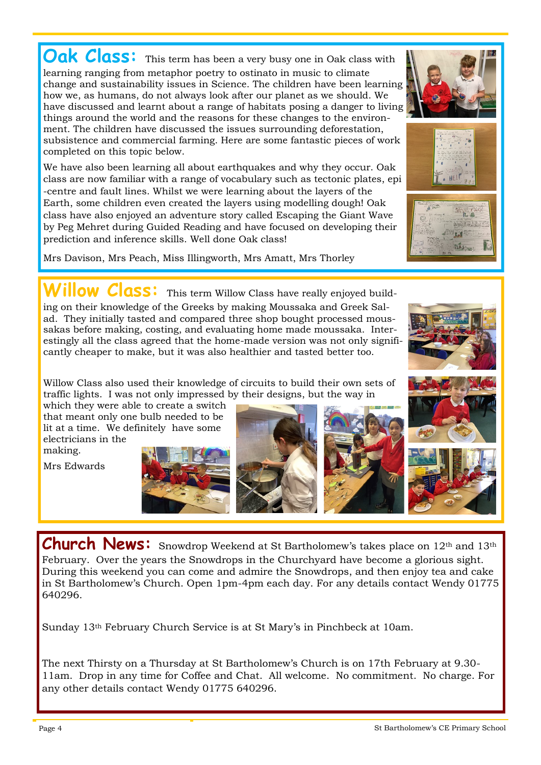## Oak Class:

This term has been a very busy one in Oak class with learning ranging from metaphor poetry to ostinato in music to climate change and sustainability issues in Science. The children have been learning how we, as humans, do not always look after our planet as we should. We have discussed and learnt about a range of habitats posing a danger to living things around the world and the reasons for these changes to the environment. The children have discussed the issues surrounding deforestation, subsistence and commercial farming. Here are some fantastic pieces of work completed on this topic below.

We have also been learning all about earthquakes and why they occur. Oak class are now familiar with a range of vocabulary such as tectonic plates, epi-centre and fault lines. Whilst we were learning about the layers of the Earth, some children even created the layers using modelling dough! Oak class have also enjoyed an adventure story called Escaping the Giant Wave by Peg Mehret during Guided Reading and have focused on developing their prediction and inference skills. Well done Oak class!

Mrs Davison, Mrs Peach, Miss Illingworth, Mrs Amatt, Mrs Thorley

## Willow Class:

This term Willow Class have really enjoyed building on their knowledge of the Greeks by making Moussaka and Greek Salad. They initially tasted and compared three shop bought processed moussakas before making, costing, and evaluating home made moussaka. Interestingly all the class agreed that the home-made version was not only significantly cheaper to make, but it was also healthier and tasted better too.

Willow Class also used their knowledge of circuits to build their own sets of traffic lights. I was not only impressed by their designs, but the way in which they were able to create a switch that meant only one bulb needed to be lit at a time. We definitely have some electricians in the making.

Mrs Edwards

## Church News:

Snowdrop Weekend at St Bartholomew's takes place on 12th and 13th February. Over the years the Snowdrops in the Churchyard have become a glorious sight. During this weekend you can come and admire the Snowdrops, and then enjoy tea and cake in St Bartholomew's Church. Open 1pm-4pm each day. For any details contact Wendy 01775 640296.

Sunday 13th February Church Service is at St Mary's in Pinchbeck at 10am.

The next Thirsty on a Thursday at St Bartholomew's Church is on 17th February at 9.30-11am. Drop in any time for Coffee and Chat. All welcome. No commitment. No charge. For any other details contact Wendy 01775 640296.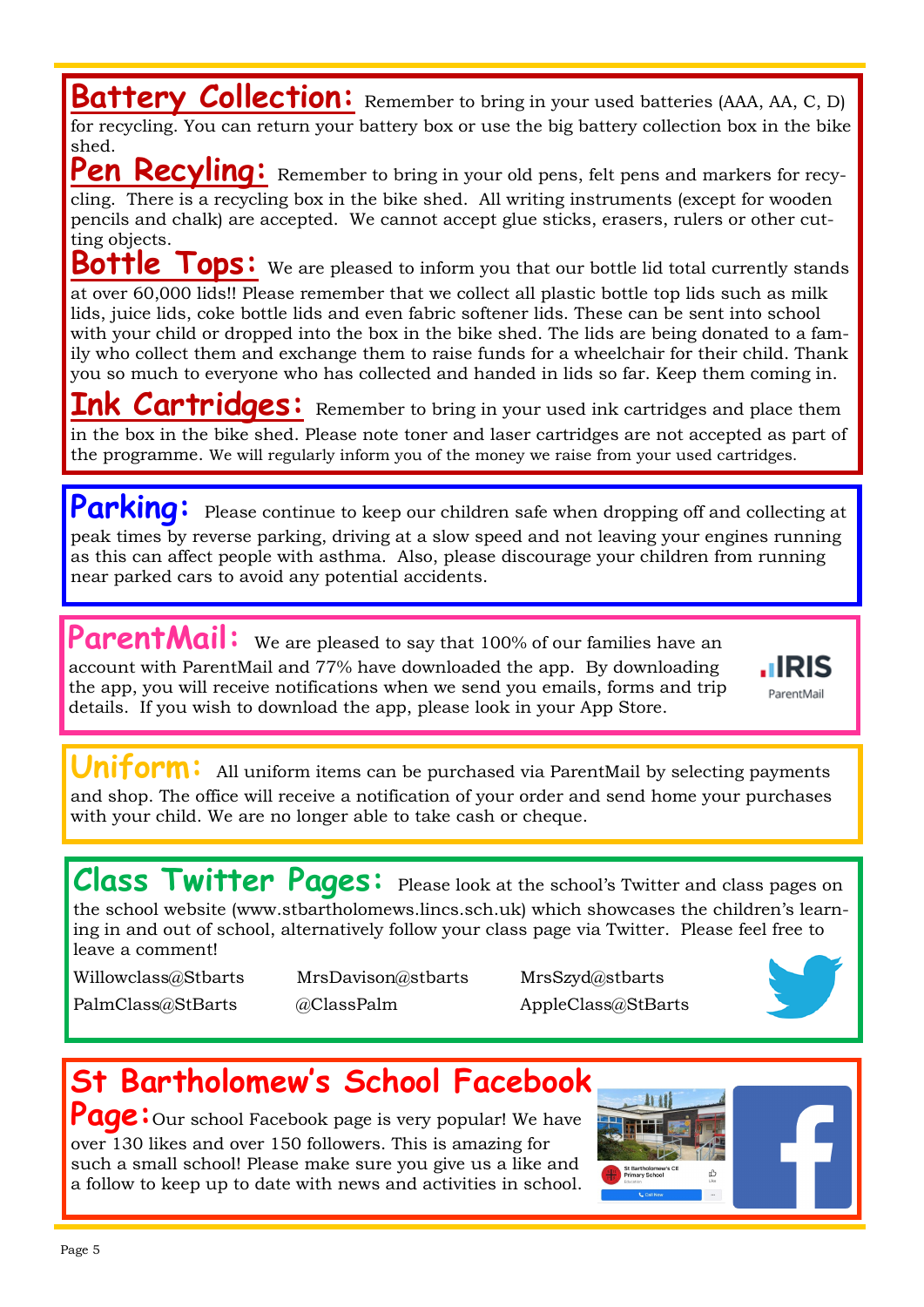**Battery Collection:** Remember to bring in your used batteries (AAA, AA, C, D) for recycling. You can return your battery box or use the big battery collection box in the bike shed.

**Pen Recyling:** Remember to bring in your old pens, felt pens and markers for recycling. There is a recycling box in the bike shed. All writing instruments (except for wooden pencils and chalk) are accepted. We cannot accept glue sticks, erasers, rulers or other cutting objects.

**Bottle Tops:** We are pleased to inform you that our bottle lid total currently stands at over 60,000 lids!! Please remember that we collect all plastic bottle top lids such as milk lids, juice lids, coke bottle lids and even fabric softener lids. These can be sent into school with your child or dropped into the box in the bike shed. The lids are being donated to a family who collect them and exchange them to raise funds for a wheelchair for their child. Thank you so much to everyone who has collected and handed in lids so far. Keep them coming in.

**Ink Cartridges:** Remember to bring in your used ink cartridges and place them in the box in the bike shed. Please note toner and laser cartridges are not accepted as part of the programme. We will regularly inform you of the money we raise from your used cartridges.

**Parking:** Please continue to keep our children safe when dropping off and collecting at peak times by reverse parking, driving at a slow speed and not leaving your engines running as this can affect people with asthma. Also, please discourage your children from running near parked cars to avoid any potential accidents.

**ParentMail:** We are pleased to say that 100% of our families have an account with ParentMail and 77% have downloaded the app. By downloading the app, you will receive notifications when we send you emails, forms and trip details. If you wish to download the app, please look in your App Store.

**Uniform:** All uniform items can be purchased via ParentMail by selecting payments and shop. The office will receive a notification of your order and send home your purchases with your child. We are no longer able to take cash or cheque.

**Class Twitter Pages:** Please look at the school's Twitter and class pages on the school website (www.stbartholomews.lincs.sch.uk) which showcases the children's learning in and out of school, alternatively follow your class page via Twitter. Please feel free to leave a comment!

Willowclass@Stbarts MrsDavison@stbarts MrsSzyd@stbarts

PalmClass@StBarts @ClassPalm AppleClass@StBarts

**St Bartholomew's School Facebook Page:** Our school Facebook page is very popular! We have over 130 likes and over 150 followers. This is amazing for such a small school! Please make sure you give us a like and a follow to keep up to date with news and activities in school.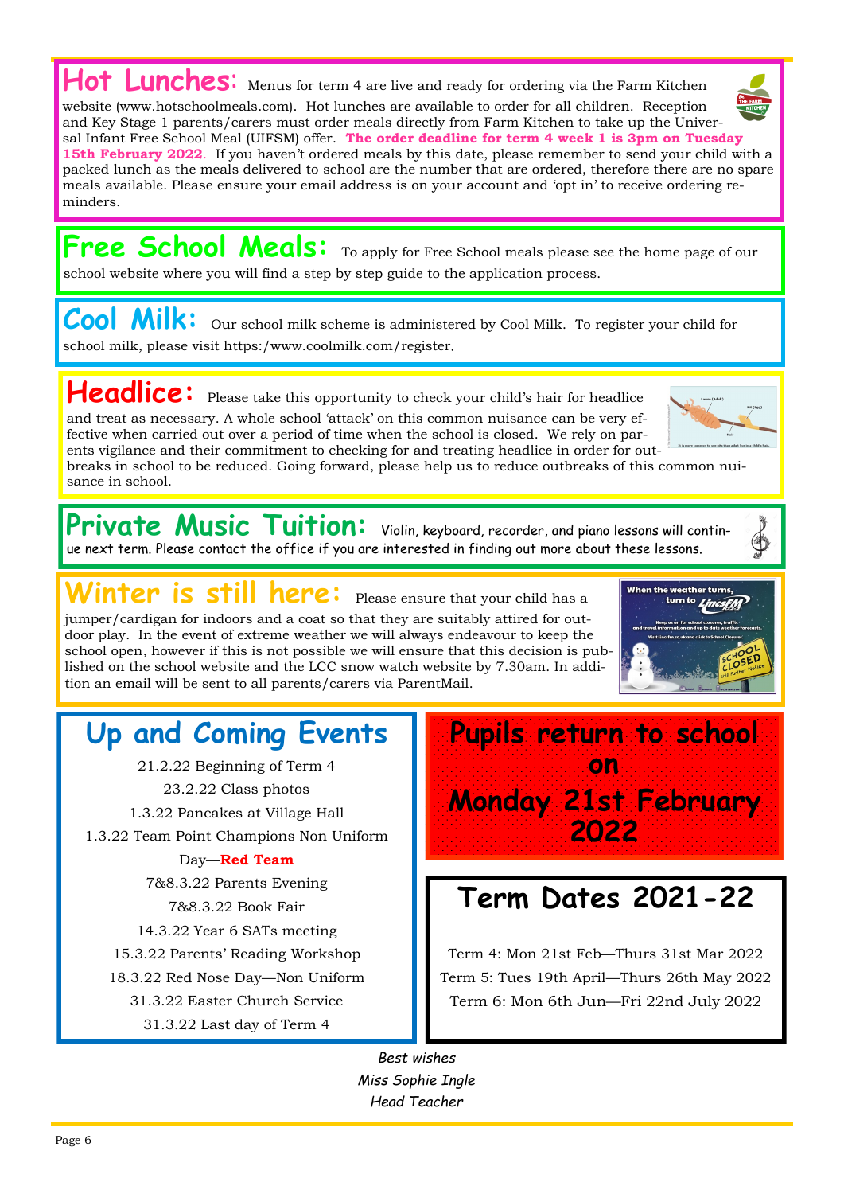## Hot Lunches:

Menus for term 4 are live and ready for ordering via the Farm Kitchen website (www.hotschoolmeals.com). Hot lunches are available to order for all children. Reception and Key Stage 1 parents/carers must order meals directly from Farm Kitchen to take up the Universal Infant Free School Meal (UIFSM) offer. **The order deadline for term 4 week 1 is 3pm on Tuesday 15th February 2022**. If you haven't ordered meals by this date, please remember to send your child with a packed lunch as the meals delivered to school are the number that are ordered, therefore there are no spare meals available. Please ensure your email address is on your account and 'opt in' to receive ordering reminders.

## Free School Meals:

To apply for Free School meals please see the home page of our school website where you will find a step by step guide to the application process.

## Cool Milk:

Our school milk scheme is administered by Cool Milk. To register your child for school milk, please visit https:/www.coolmilk.com/register.

## Headlice:

Please take this opportunity to check your child's hair for headlice and treat as necessary. A whole school 'attack' on this common nuisance can be very effective when carried out over a period of time when the school is closed. We rely on parents vigilance and their commitment to checking for and treating headlice in order for outbreaks in school to be reduced. Going forward, please help us to reduce outbreaks of this common nuisance in school.

## Private Music Tuition:

Violin, keyboard, recorder, and piano lessons will continue next term. Please contact the office if you are interested in finding out more about these lessons.

## Winter is still here:

Please ensure that your child has a jumper/cardigan for indoors and a coat so that they are suitably attired for outdoor play. In the event of extreme weather we will always endeavour to keep the school open, however if this is not possible we will ensure that this decision is published on the school website and the LCC snow watch website by 7.30am. In addition an email will be sent to all parents/carers via ParentMail.

## Up and Coming Events

21.2.22 Beginning of Term 4

23.2.22 Class photos

1.3.22 Pancakes at Village Hall

1.3.22 Team Point Champions Non Uniform Day—**Red Team**

7&8.3.22 Parents Evening

7&8.3.22 Book Fair

14.3.22 Year 6 SATs meeting

15.3.22 Parents' Reading Workshop

18.3.22 Red Nose Day—Non Uniform

31.3.22 Easter Church Service

31.3.22 Last day of Term 4

## Pupils return to school on Monday 21st February 2022

## Term Dates 2021-22

Term 4: Mon 21st Feb—Thurs 31st Mar 2022

Term 5: Tues 19th April—Thurs 26th May 2022

Term 6: Mon 6th Jun—Fri 22nd July 2022

*Best wishes*
*Miss Sophie Ingle*
*Head Teacher*